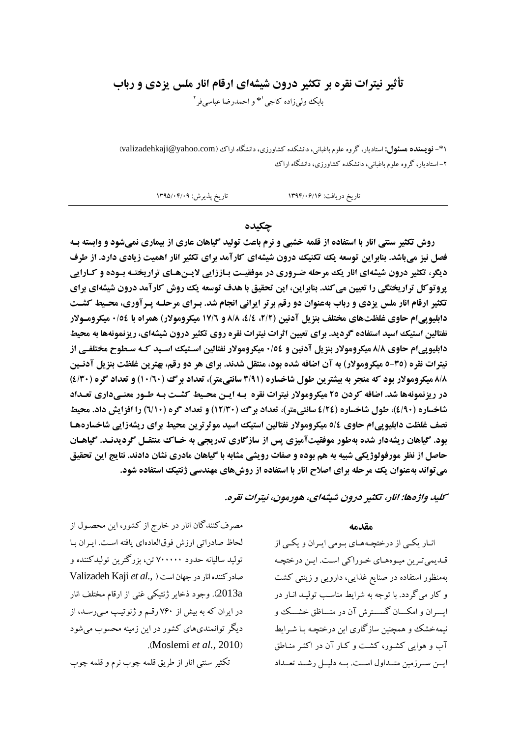# تأثیر نیترات نقره بر تکثیر درون شیشه‌ای ارقام انار ملس یزدی و رباب

بابک ولی‌زاده کاجی[1]* و احمدرضا عباسی‌فر[2]

۱*- **نویسنده مسئول:** استادیار، گروه علوم باغبانی، دانشکده کشاورزی، دانشگاه اراک (valizadehkaji@yahoo.com)

۲- استادیار، گروه علوم باغبانی، دانشکده کشاورزی، دانشگاه اراک

تاریخ دریافت: ۱۳۹۴/۰۶/۱۶ تاریخ پذیرش: ۱۳۹۵/۰۴/۰۹

## چکیده

**روش سنتی تکثیر انار با استفاده از قلمه خشبی و نرم باعث تولید گیاهان عاری از بیماری نمی‌شود و وابسته به فصل نیز می‌باشد. بنابراین توسعه یک تکنیک درون شیشه‌ای کارآمد برای تکثیر انار اهمیت زیادی دارد. از طرف دیگر، تکثیر درون شیشه‌ای انار یک مرحله ضروری در موفقیت باززایی لاین‌های تراریخته بوده و کارایی پروتوکل تراریختگی را تعیین می‌کند. بنابراین، این تحقیق با هدف توسعه یک روش کارآمد درون شیشه‌ای برای تکثیر ارقام انار ملس یزدی و رباب به‌عنوان دو رقم برتر ایرانی انجام شد. برای مرحله پرآوری، محیط کشت دابلیوپی‌ام حاوی غلظت‌های مختلف بنزیل آدنین (۲/۲، ٤/٤، ۸/۸ و ۱۷/٦ میکرومولار) همراه با ۰/٥٤ میکرومولار نفتالین استیک اسید استفاده گردید. برای تعیین اثرات نیترات نقره روی تکثیر درون شیشه‌ای، ریزنمونه‌ها به محیط دابلیوپی‌ام حاوی ۸/۸ میکرومولار بنزیل آدنین و ۰/٥٤ میکرومولار نفتالین استیک اسید که سطوح مختلفی از نیترات نقره (۳٥-٥ میکرومولار) به آن اضافه شده بود، منتقل شدند. برای هر دو رقم، بهترین غلظت بنزیل آدنین ۸/۸ میکرومولار بود که منجر به بیشترین طول شاخساره (۳/۹۱ سانتی‌متر)، تعداد برگ (۱۰/٦۰) و تعداد گره (٤/۳۰) در ریزنمونه‌ها شد. اضافه کردن ۲٥ میکرومولار نیترات نقره به این محیط کشت به طور معنی‌داری تعداد شاخساره (٤/۹۰)، طول شاخساره (٤/۲٤ سانتی‌متر)، تعداد برگ (۱۲/۳۰) و تعداد گره (٦/۱۰) را افزایش داد. محیط نصف غلظت دابلیوپی‌ام حاوی ٥/٤ میکرومولار نفتالین استیک اسید موثرترین محیط برای ریشه‌زایی شاخساره‌ها بود. گیاهان ریشه‌دار شده به‌طور موفقیت‌آمیزی پس از سازگاری تدریجی به خاک منتقل گردیدند. گیاهان حاصل از نظر مورفولوژیکی شبیه به هم بوده و صفات رویشی مشابه با گیاهان مادری نشان دادند. نتایج این تحقیق می‌تواند به‌عنوان یک مرحله برای اصلاح انار با استفاده از روش‌های مهندسی ژنتیک استفاده شود.**

***کلید واژه‌ها: انار، تکثیر درون شیشه‌ای، هورمون، نیترات نقره.***

## مقدمه

انار یکی از درختچه‌های بومی ایران و یکی از قدیمی‌ترین میوه‌های خوراکی است. این درختچه به‌منظور استفاده در صنایع غذایی، دارویی و زینتی کشت و کار می‌گردد. با توجه به شرایط مناسب تولید انار در ایران و امکان گسترش آن در مناطق خشک و نیمه‌خشک و همچنین سازگاری این درختچه با شرایط آب و هوایی کشور، کشت و کار آن در اکثر مناطق این سرزمین متداول است. به دلیل رشد تعداد مصرف‌کنندگان انار در خارج از کشور، این محصول از لحاظ صادراتی ارزش فوق‌العاده‌ای یافته است. ایران با تولید سالیانه حدود ۷۰۰۰۰۰ تن، بزرگترین تولیدکننده و صادرکننده انار در جهان است (Valizadeh Kaji *et al.*, 2013a). وجود ذخایر ژنتیکی غنی از ارقام مختلف انار در ایران که به بیش از ۷٦۰ رقم و ژنوتیپ می‌رسد، از دیگر توانمندی‌های کشور در این زمینه محسوب می‌شود (Moslemi *et al.*, 2010).

تکثیر سنتی انار از طریق قلمه چوب نرم و قلمه چوب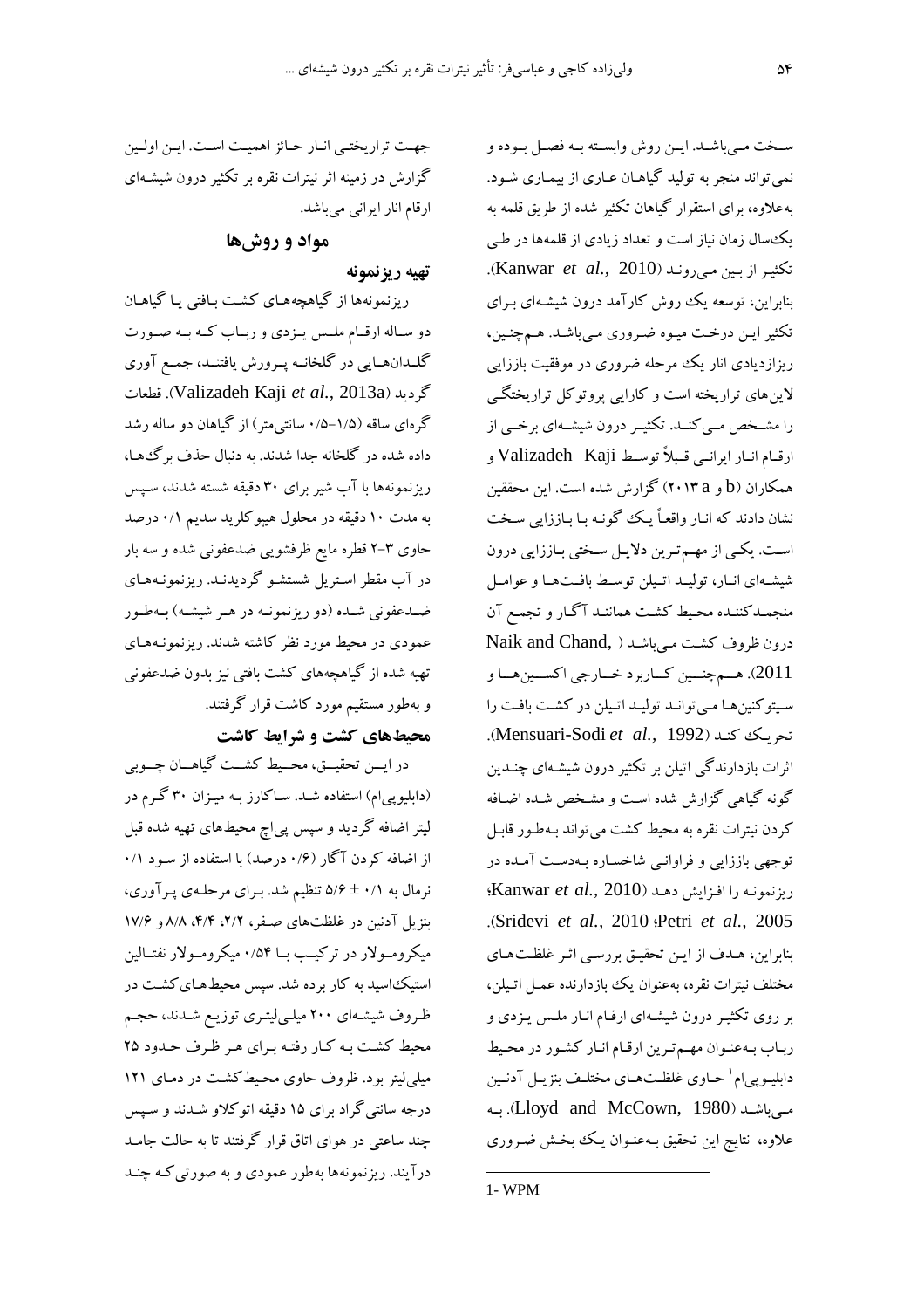سـخت مـی‌باشـد. ایـن روش وابسـته بـه فصـل بـوده و نمی‌تواند منجر به تولید گیاهـان عـاری از بیمـاری شـود. به‌علاوه، برای استقرار گیاهان تکثیر شده از طریق قلمه به یک‌سال زمان نیاز است و تعداد زیادی از قلمه‌ها در طـی تکثیـر از بیـن مـی‌رونـد (Kanwar *et al.*, 2010). بنابراین، توسعه یک روش کارآمد درون شیشـه‌ای بـرای تکثیر ایـن درخـت میـوه ضـروری مـی‌باشـد. هـم‌چنین، ریزازدیادی انار یک مرحله ضروری در موفقیت باززایی لاین‌های تراریخته است و کارایی پروتوکل تراریختگـی را مشـخص مـی‌کنـد. تکثیـر درون شیشـه‌ای برخـی از ارقـام انـار ایرانـی قـبلاً توسـط Valizadeh Kaji و همکاران (a ۲۰۱۳ و b) گزارش شده است. این محققین نشان دادند که انـار واقعـاً یـک گونـه بـا بـاززایی سـخت اسـت. یکـی از مهـم‌تـرین دلایـل سـختی بـاززایی درون شیشـه‌ای انـار، تولیـد اتـیلن توسـط بافـت‌هـا و عوامـل منجمـدکننـده محـیط کشـت هماننـد آگـار و تجمـع آن درون ظروف کشـت مـی‌باشـد (Naik and Chand, 2011). هـــم‌چنـــین کـــاربرد خـــارجی اکســـین‌هـــا و سیتوکنین‌ها مـی‌توانـد تولیـد اتـیلن در کشـت بافـت را تحریـک کنـد (Mensuari-Sodi *et al.*, 1992). اثرات بازدارندگی اتیلن بر تکثیر درون شیشه‌ای چنـدین گونه گیاهی گزارش شده است و مشـخص شـده اضـافه کردن نیترات نقره به محیط کشت می‌تواند بـه‌طـور قابـل توجهی باززایی و فراوانـی شاخسـاره بـه‌دسـت آمـده در ریزنمونـه را افـزایش دهـد (Kanwar *et al.*, 2010؛ Sridevi *et al.*, 2010؛ Petri *et al.*, 2005). بنابراین، هـدف از ایـن تحقیـق بررسـی اثـر غلظـت‌هـای مختلف نیترات نقره، به‌عنوان یک بازدارنده عمـل اتـیلن، بر روی تکثیـر درون شیشـه‌ای ارقـام انـار ملـس یـزدی و ربـاب بـه‌عنـوان مهـم‌تـرین ارقـام انـار کشـور در محـیط دابلیـوپی‌ام[1] حـاوی غلظـت‌هـای مختلـف بنزیـل آدنـین مـی‌باشـد (Lloyd and McCown, 1980). بـه علاوه، نتایج این تحقیق بـه‌عنـوان یـک بخـش ضـروری جهـت تراریختـی انـار حـائز اهمیـت اسـت. ایـن اولـین گزارش در زمینه اثر نیترات نقره بر تکثیر درون شیشـه‌ای ارقام انار ایرانی می‌باشد.

## مواد و روش‌ها

### تهیه ریزنمونه

ریزنمونه‌ها از گیاهچه‌هـای کشـت بـافتی یـا گیاهـان دو سـاله ارقـام ملـس یـزدی و ربـاب کـه بـه صـورت گلـدان‌هـایی در گلخانـه پـرورش یافتنـد، جمـع آوری گردید (Valizadeh Kaji *et al.*, 2013a). قطعات گره‌ای ساقه (۱/۵-۰/۵ سانتی‌متر) از گیاهان دو ساله رشد داده شده در گلخانه جدا شدند. به دنبال حذف برگ‌هـا، ریزنمونه‌ها با آب شیر برای ۳۰ دقیقه شسته شدند، سپس به مدت ۱۰ دقیقه در محلول هیپوکلرید سدیم ۰/۱ درصد حاوی ۳-۲ قطره مایع ظرفشویی ضدعفونی شده و سه بار در آب مقطر اسـتریل شستشـو گردیدنـد. ریزنمونـه‌هـای ضـدعفونی شـده (دو ریزنمونـه در هـر شیشـه) بـه‌طـور عمودی در محیط مورد نظر کاشته شدند. ریزنمونه‌های تهیه شده از گیاهچه‌های کشت بافتی نیز بدون ضدعفونی و به‌طور مستقیم مورد کاشت قرار گرفتند.

### محیط‌های کشت و شرایط کاشت

در ایـــن تحقیـــق، محـــیط کشـــت گیاهـــان چـــوبی (دابلیوپی‌ام) استفاده شـد. سـاکارز بـه میـزان ۳۰ گـرم در لیتر اضافه گردید و سپس پی‌اچ محیط‌های تهیه شده قبل از اضافه کردن آگار (۰/۶ درصد) با استفاده از سـود ۰/۱ نرمال به ۰/۱ ± ۵/۶ تنظیم شد. بـرای مرحلـه‌ی پـرآوری، بنزیل آدنین در غلظت‌های صـفر، ۲/۲، ۴/۴، ۸/۸ و ۱۷/۶ میکرومـولار در ترکیـب بـا ۰/۵۴ میکرومـولار نفتـالین استیک‌اسید به کار برده شد. سپس محیط‌هـای کشـت در ظـروف شیشـه‌ای ۲۰۰ میلـی‌لیتـری توزیـع شـدند، حجـم محیط کشـت بـه کـار رفتـه بـرای هـر ظـرف حـدود ۲۵ میلی‌لیتر بود. ظروف حاوی محیط‌کشـت در دمـای ۱۲۱ درجه سانتی‌گراد برای ۱۵ دقیقه اتوکلاو شـدند و سـپس چند ساعتی در هوای اتاق قرار گرفتند تا به حالت جامـد درآیند. ریزنمونه‌ها به‌طور عمودی و به صورتی‌که چنـد

[1] WPM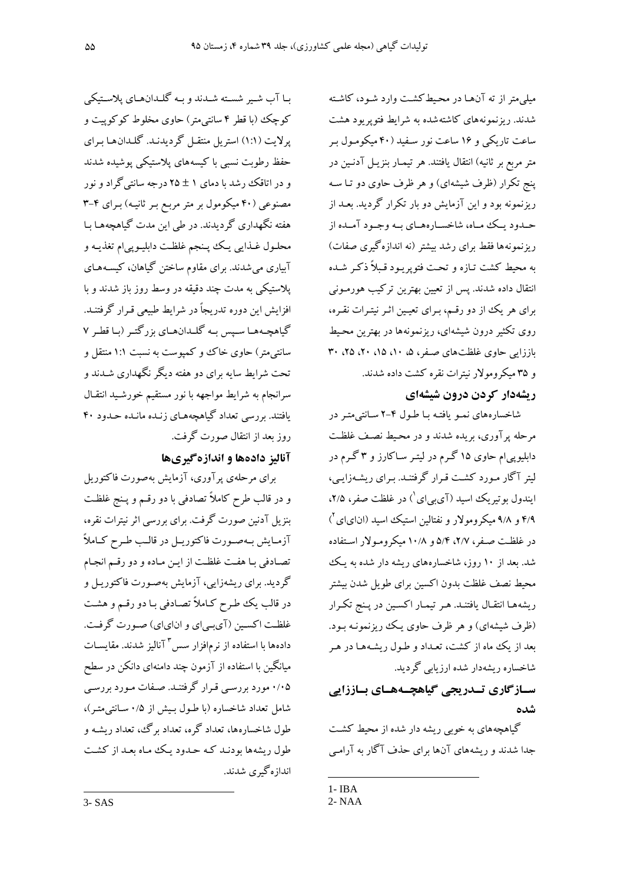میلی‌متر از ته آن‌ها در محیط‌کشت وارد شود، کاشته شدند. ریزنمونه‌های کاشته‌شده به شرایط فتوپریود هشت ساعت تاریکی و ۱۶ ساعت نور سفید (۴۰ میکرومول بر متر مربع بر ثانیه) انتقال یافتند. هر تیمار بنزیل آدنین در پنج تکرار (ظرف شیشه‌ای) و هر ظرف حاوی دو تا سه ریزنمونه بود و این آزمایش دو بار تکرار گردید. بعد از حدود یک ماه، شاخساره‌های به وجود آمده از ریزنمونه‌ها فقط برای رشد بیشتر (نه اندازه‌گیری صفات) به محیط کشت تازه و تحت فتوپریود قبلاً ذکر شده انتقال داده شدند. پس از تعیین بهترین ترکیب هورمونی برای هر یک از دو رقم، برای تعیین اثر نیترات نقره، روی تکثیر درون شیشه‌ای، ریزنمونه‌ها در بهترین محیط باززایی حاوی غلظت‌های صفر، ۵، ۱۰، ۱۵، ۲۰، ۲۵، ۳۰ و ۳۵ میکرومولار نیترات نقره کشت داده شدند.

## ریشه‌دار کردن درون شیشه‌ای

شاخساره‌های نمو یافته با طول ۴-۲ سانتی‌متر در مرحله پرآوری، بریده شدند و در محیط نصف غلظت دابلیوپی‌ام حاوی ۱۵ گرم در لیتر ساکارز و ۳ گرم در لیتر آگار مورد کشت قرار گرفتند. برای ریشه‌زایی، ایندول بوتیریک اسید (آی‌بی‌ای[1]) در غلظت صفر، ۲/۵، ۴/۹ و ۹/۸ میکرومولار و نفتالین استیک اسید (ان‌ای‌ای[2]) در غلظت صفر، ۲/۷، ۵/۴ و ۱۰/۸ میکرومولار استفاده شد. بعد از ۱۰ روز، شاخساره‌های ریشه دار شده به یک محیط نصف غلظت بدون اکسین برای طویل شدن بیشتر ریشه‌ها انتقال یافتند. هر تیمار اکسین در پنج تکرار (ظرف شیشه‌ای) و هر ظرف حاوی یک ریزنمونه بود. بعد از یک ماه از کشت، تعداد و طول ریشه‌ها در هر شاخساره ریشه‌دار شده ارزیابی گردید.

## سازگاری تدریجی گیاهچه‌های باززایی شده

گیاهچه‌های به خوبی ریشه دار شده از محیط کشت جدا شدند و ریشه‌های آن‌ها برای حذف آگار به آرامی با آب شیر شسته شدند و به گلدان‌های پلاستیکی کوچک (با قطر ۴ سانتی‌متر) حاوی مخلوط کوکوپیت و پرلایت (۱:۱) استریل منتقل گردیدند. گلدان‌ها برای حفظ رطوبت نسبی با کیسه‌های پلاستیکی پوشیده شدند و در اتاقک رشد با دمای ۱ ± ۲۵ درجه سانتی‌گراد و نور مصنوعی (۴۰ میکومول بر متر مربع بر ثانیه) برای ۴-۳ هفته نگهداری گردیدند. در طی این مدت گیاهچه‌ها با محلول غذایی یک پنجم غلظت دابلیوپی‌ام تغذیه و آبیاری می‌شدند. برای مقاوم ساختن گیاهان، کیسه‌های پلاستیکی به مدت چند دقیقه در وسط روز باز شدند و با افزایش این دوره تدریجاً در شرایط طبیعی قرار گرفتند. گیاهچه‌ها سپس به گلدان‌های بزرگ‌تر (با قطر ۷ سانتی‌متر) حاوی خاک و کمپوست به نسبت ۱:۱ منتقل و تحت شرایط سایه برای دو هفته دیگر نگهداری شدند و سرانجام به شرایط مواجهه با نور مستقیم خورشید انتقال یافتند. بررسی تعداد گیاهچه‌های زنده مانده حدود ۴۰ روز بعد از انتقال صورت گرفت.

## آنالیز داده‌ها و اندازه‌گیری‌ها

برای مرحله‌ی پرآوری، آزمایش به‌صورت فاکتوریل و در قالب طرح کاملاً تصادفی با دو رقم و پنج غلظت بنزیل آدنین صورت گرفت. برای بررسی اثر نیترات نقره، آزمایش به‌صورت فاکتوریل در قالب طرح کاملاً تصادفی با هفت غلظت از این ماده و دو رقم انجام گردید. برای ریشه‌زایی، آزمایش به‌صورت فاکتوریل و در قالب یک طرح کاملاً تصادفی با دو رقم و هشت غلظت اکسین (آی‌بی‌ای و ان‌ای‌ای) صورت گرفت. داده‌ها با استفاده از نرم‌افزار سس[3] آنالیز شدند. مقایسات میانگین با استفاده از آزمون چند دامنه‌ای دانکن در سطح ۰/۰۵ مورد بررسی قرار گرفتند. صفات مورد بررسی شامل تعداد شاخساره (با طول بیش از ۰/۵ سانتی‌متر)، طول شاخساره‌ها، تعداد گره، تعداد برگ، تعداد ریشه و طول ریشه‌ها بودند که حدود یک ماه بعد از کشت اندازه‌گیری شدند.

---

1- IBA
2- NAA
3- SAS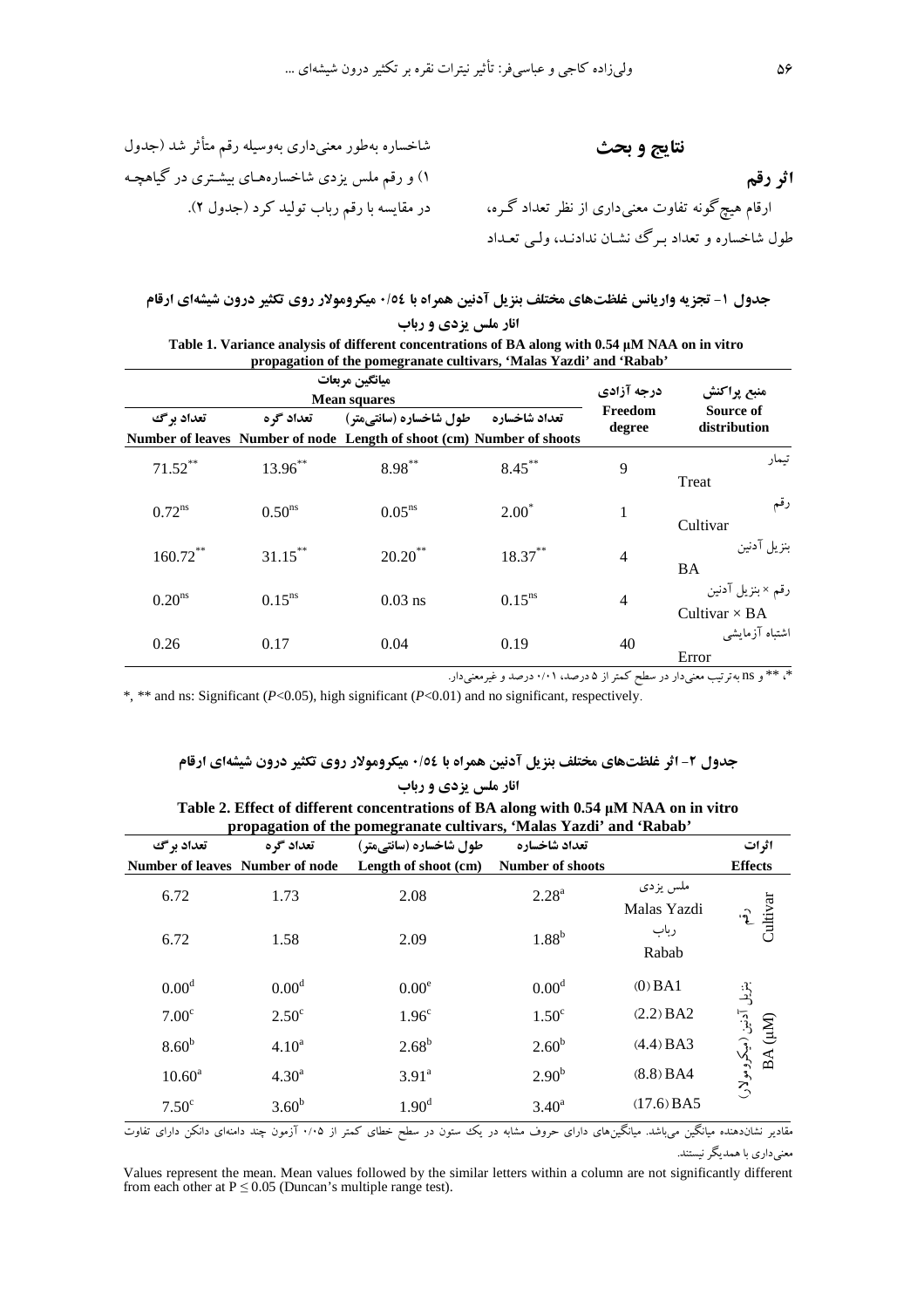## نتایج و بحث

### اثر رقم

ارقام هیچ‌گونه تفاوت معنی‌داری از نظر تعداد گـره، طول شاخساره و تعداد بـرگ نشـان ندادنـد، ولـی تعـداد شاخساره به‌طور معنی‌داری به‌وسیله رقم متأثر شد (جدول ۱) و رقم ملس یزدی شاخساره‌های بیشـتری در گیاهچـه در مقایسه با رقم رباب تولید کرد (جدول ۲).

**جدول ۱- تجزیه واریانس غلظت‌های مختلف بنزیل آدنین همراه با ۰/۵۴ میکرومولار روی تکثیر درون شیشه‌ای ارقام انار ملس یزدی و رباب**

**Table 1. Variance analysis of different concentrations of BA along with 0.54 µM NAA on in vitro propagation of the pomegranate cultivars, 'Malas Yazdi' and 'Rabab'**

| منبع پراکنش Source of distribution | درجه آزادی Freedom degree | میانگین مربعات Mean squares | | | |
|---|---|---|---|---|---|
| | | تعداد شاخساره Number of shoots | طول شاخساره (سانتی‌متر) Length of shoot (cm) | تعداد گره Number of node | تعداد برگ Number of leaves |
| تیمار Treat | 9 | $8.45^{**}$ | $8.98^{**}$ | $13.96^{**}$ | $71.52^{**}$ |
| رقم Cultivar | 1 | $2.00^{*}$ | $0.05^{ns}$ | $0.50^{ns}$ | $0.72^{ns}$ |
| بنزیل آدنین BA | 4 | $18.37^{**}$ | $20.20^{**}$ | $31.15^{**}$ | $160.72^{**}$ |
| رقم × بنزیل آدنین Cultivar × BA | 4 | $0.15^{ns}$ | 0.03 ns | $0.15^{ns}$ | $0.20^{ns}$ |
| اشتباه آزمایشی Error | 40 | 0.19 | 0.04 | 0.17 | 0.26 |

*، ** و ns به‌ترتیب معنی‌دار در سطح کمتر از ۵ درصد، ۰/۰۱ درصد و غیرمعنی‌دار.

*, ** and ns: Significant ($P$<0.05), high significant ($P$<0.01) and no significant, respectively.

**جدول ۲- اثر غلظت‌های مختلف بنزیل آدنین همراه با ۰/۵۴ میکرومولار روی تکثیر درون شیشه‌ای ارقام انار ملس یزدی و رباب**

**Table 2. Effect of different concentrations of BA along with 0.54 µM NAA on in vitro propagation of the pomegranate cultivars, 'Malas Yazdi' and 'Rabab'**

| اثرات Effects | | تعداد شاخساره Number of shoots | طول شاخساره (سانتی‌متر) Length of shoot (cm) | تعداد گره Number of node | تعداد برگ Number of leaves |
|---|---|---|---|---|---|
| رقم Cultivar | ملس یزدی Malas Yazdi | $2.28^{a}$ | 2.08 | 1.73 | 6.72 |
| | رباب Rabab | $1.88^{b}$ | 2.09 | 1.58 | 6.72 |
| بنزیل آدنین (میکرومولار) BA (µM) | (0) BA1 | $0.00^{d}$ | $0.00^{e}$ | $0.00^{d}$ | $0.00^{d}$ |
| | (2.2) BA2 | $1.50^{c}$ | $1.96^{c}$ | $2.50^{c}$ | $7.00^{c}$ |
| | (4.4) BA3 | $2.60^{b}$ | $2.68^{b}$ | $4.10^{a}$ | $8.60^{b}$ |
| | (8.8) BA4 | $2.90^{b}$ | $3.91^{a}$ | $4.30^{a}$ | $10.60^{a}$ |
| | (17.6) BA5 | $3.40^{a}$ | $1.90^{d}$ | $3.60^{b}$ | $7.50^{c}$ |

مقادیر نشان‌دهنده میانگین می‌باشد. میانگین‌های دارای حروف مشابه در یک ستون در سطح خطای کمتر از ۰/۰۵ آزمون چند دامنه‌ای دانکن دارای تفاوت معنی‌داری با همدیگر نیستند.

Values represent the mean. Mean values followed by the similar letters within a column are not significantly different from each other at P ≤ 0.05 (Duncan's multiple range test).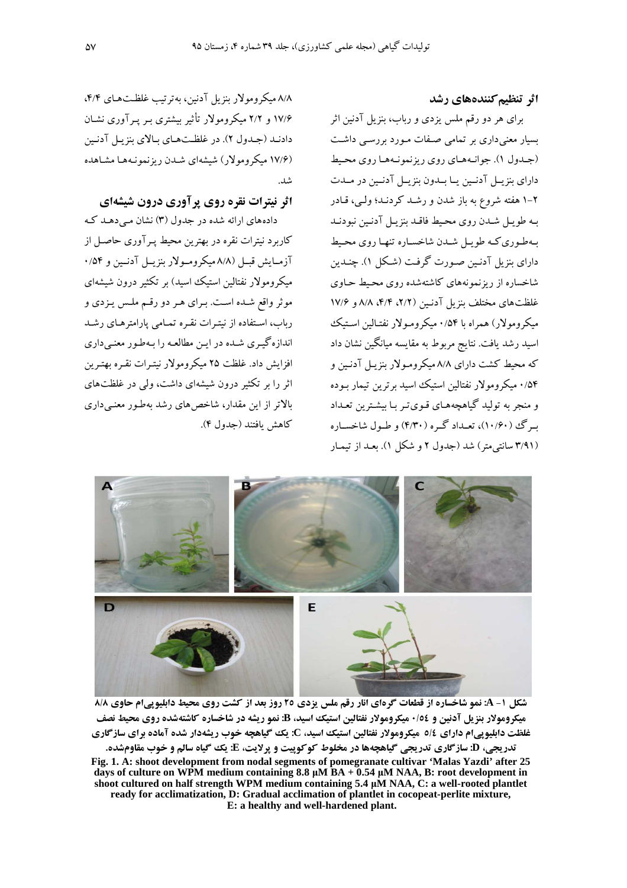### اثر تنظیم‌کننده‌های رشد

برای هر دو رقم ملس یزدی و رباب، بنزیل آدنین اثر بسیار معنی‌داری بر تمامی صفات مورد بررسی داشت (جدول ۱). جوانه‌های روی ریزنمونه‌ها روی محیط دارای بنزیل آدنین یا بدون بنزیل آدنین در مدت ۲-۱ هفته شروع به باز شدن و رشد کردند؛ ولی، قادر به طویل شدن روی محیط فاقد بنزیل آدنین نبودند به‌طوری‌که طویل شدن شاخساره تنها روی محیط دارای بنزیل آدنین صورت گرفت (شکل ۱). چندین شاخساره از ریزنمونه‌های کاشته‌شده روی محیط حاوی غلظت‌های مختلف بنزیل آدنین (۲/۲، ۴/۴، ۸/۸ و ۱۷/۶ میکرومولار) همراه با ۰/۵۴ میکرومولار نفتالین استیک اسید رشد یافت. نتایج مربوط به مقایسه میانگین نشان داد که محیط کشت دارای ۸/۸ میکرومولار بنزیل آدنین و ۰/۵۴ میکرومولار نفتالین استیک اسید برترین تیمار بوده و منجر به تولید گیاهچه‌های قوی‌تر با بیشترین تعداد برگ (۱۰/۶۰)، تعداد گره (۴/۳۰) و طول شاخساره (۳/۹۱ سانتی‌متر) شد (جدول ۲ و شکل ۱). بعد از تیمار ۸/۸ میکرومولار بنزیل آدنین، به‌ترتیب غلظت‌های ۴/۴، ۱۷/۶ و ۲/۲ میکرومولار تأثیر بیشتری بر پرآوری نشان دادند (جدول ۲). در غلظت‌های بالای بنزیل آدنین (۱۷/۶ میکرومولار) شیشه‌ای شدن ریزنمونه‌ها مشاهده شد.

### اثر نیترات نقره روی پرآوری درون شیشه‌ای

داده‌های ارائه شده در جدول (۳) نشان می‌دهد که کاربرد نیترات نقره در بهترین محیط پرآوری حاصل از آزمایش قبل (۸/۸ میکرومولار بنزیل آدنین و ۰/۵۴ میکرومولار نفتالین استیک اسید) بر تکثیر درون شیشه‌ای موثر واقع شده است. برای هر دو رقم ملس یزدی و رباب، استفاده از نیترات نقره تمامی پارامترهای رشد اندازه‌گیری شده در این مطالعه را به‌طور معنی‌داری افزایش داد. غلظت ۲۵ میکرومولار نیترات نقره بهترین اثر را بر تکثیر درون شیشه‌ای داشت، ولی در غلظت‌های بالاتر از این مقدار، شاخص‌های رشد به‌طور معنی‌داری کاهش یافتند (جدول ۴).

شکل ۱- A: نمو شاخساره از قطعات گره‌ای انار رقم ملس یزدی ۲۵ روز بعد از کشت روی محیط دابلیوپی‌ام حاوی ۸/۸ میکرومولار بنزیل آدنین و ۰/۵۴ میکرومولار نفتالین استیک اسید، B: نمو ریشه در شاخساره کاشته‌شده روی محیط نصف غلظت دابلیوپی‌ام دارای ۵/۴ میکرومولار نفتالین استیک اسید، C: یک گیاهچه خوب ریشه‌دار شده آماده برای سازگاری تدریجی، D: سازگاری تدریجی گیاهچه‌ها در مخلوط کوکوپیت و پرلایت، E: یک گیاه سالم و خوب مقاوم‌شده.

**Fig. 1. A: shoot development from nodal segments of pomegranate cultivar 'Malas Yazdi' after 25 days of culture on WPM medium containing 8.8 µM BA + 0.54 µM NAA, B: root development in shoot cultured on half strength WPM medium containing 5.4 µM NAA, C: a well-rooted plantlet ready for acclimatization, D: Gradual acclimation of plantlet in cocopeat-perlite mixture, E: a healthy and well-hardened plant.**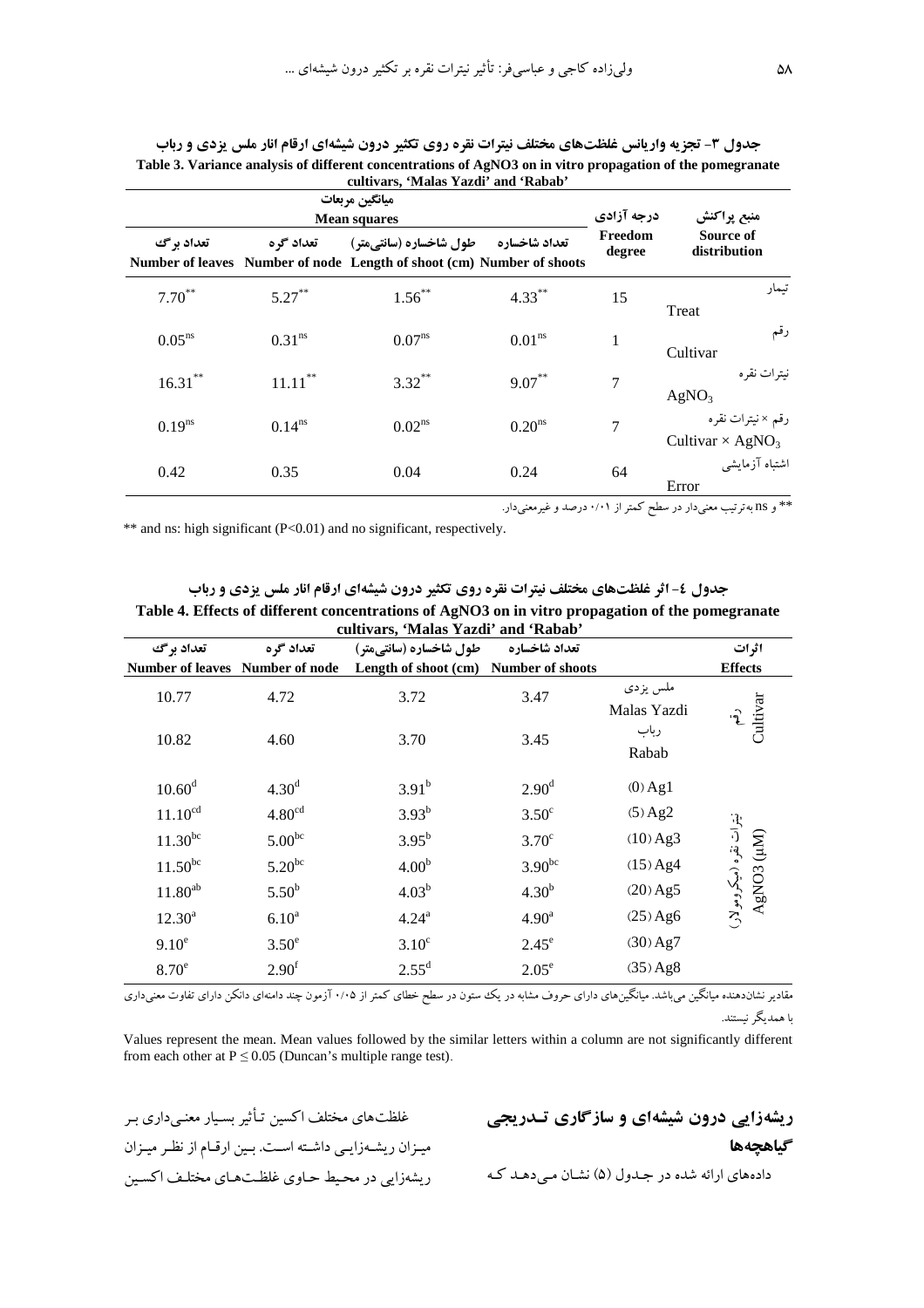**جدول ۳- تجزیه واریانس غلظت‌های مختلف نیترات نقره روی تکثیر درون شیشه‌ای ارقام انار ملس یزدی و رباب**

**Table 3. Variance analysis of different concentrations of AgNO3 on in vitro propagation of the pomegranate cultivars, 'Malas Yazdi' and 'Rabab'**

| میانگین مربعات Mean squares | | | | درجه آزادی Freedom degree | منبع پراکنش Source of distribution |
|---|---|---|---|---|---|
| تعداد برگ Number of leaves | تعداد گره Number of node | طول شاخساره (سانتی‌متر) Length of shoot (cm) | تعداد شاخساره Number of shoots | | |
| $7.70^{**}$ | $5.27^{**}$ | $1.56^{**}$ | $4.33^{**}$ | 15 | تیمار Treat |
| $0.05^{ns}$ | $0.31^{ns}$ | $0.07^{ns}$ | $0.01^{ns}$ | 1 | رقم Cultivar |
| $16.31^{**}$ | $11.11^{**}$ | $3.32^{**}$ | $9.07^{**}$ | 7 | نیترات نقره $AgNO_3$ |
| $0.19^{ns}$ | $0.14^{ns}$ | $0.02^{ns}$ | $0.20^{ns}$ | 7 | رقم × نیترات نقره Cultivar × $AgNO_3$ |
| 0.42 | 0.35 | 0.04 | 0.24 | 64 | اشتباه آزمایشی Error |

** و ns به‌ترتیب معنی‌دار در سطح کمتر از ۰/۰۱ درصد و غیرمعنی‌دار.

** and ns: high significant (P<0.01) and no significant, respectively.

**جدول ٤- اثر غلظت‌های مختلف نیترات نقره روی تکثیر درون شیشه‌ای ارقام انار ملس یزدی و رباب**

**Table 4. Effects of different concentrations of AgNO3 on in vitro propagation of the pomegranate cultivars, 'Malas Yazdi' and 'Rabab'**

| تعداد برگ Number of leaves | تعداد گره Number of node | طول شاخساره (سانتی‌متر) Length of shoot (cm) | تعداد شاخساره Number of shoots | | اثرات Effects |
|---|---|---|---|---|---|
| 10.77 | 4.72 | 3.72 | 3.47 | ملس یزدی Malas Yazdi | رقم Cultivar |
| 10.82 | 4.60 | 3.70 | 3.45 | رباب Rabab | |
| $10.60^{d}$ | $4.30^{d}$ | $3.91^{b}$ | $2.90^{d}$ | (0) Ag1 | نیترات نقره (میکرومولار) AgNO3 (µM) |
| $11.10^{cd}$ | $4.80^{cd}$ | $3.93^{b}$ | $3.50^{c}$ | (5) Ag2 | |
| $11.30^{bc}$ | $5.00^{bc}$ | $3.95^{b}$ | $3.70^{c}$ | (10) Ag3 | |
| $11.50^{bc}$ | $5.20^{bc}$ | $4.00^{b}$ | $3.90^{bc}$ | (15) Ag4 | |
| $11.80^{ab}$ | $5.50^{b}$ | $4.03^{b}$ | $4.30^{b}$ | (20) Ag5 | |
| $12.30^{a}$ | $6.10^{a}$ | $4.24^{a}$ | $4.90^{a}$ | (25) Ag6 | |
| $9.10^{e}$ | $3.50^{e}$ | $3.10^{c}$ | $2.45^{e}$ | (30) Ag7 | |
| $8.70^{e}$ | $2.90^{f}$ | $2.55^{d}$ | $2.05^{e}$ | (35) Ag8 | |

مقادیر نشان‌دهنده میانگین می‌باشد. میانگین‌های دارای حروف مشابه در یک ستون در سطح خطای کمتر از ۰/۰۵ آزمون چند دامنه‌ای دانکن دارای تفاوت معنی‌داری با همدیگر نیستند.

Values represent the mean. Mean values followed by the similar letters within a column are not significantly different from each other at P ≤ 0.05 (Duncan's multiple range test).

## ریشه‌زایی درون شیشه‌ای و سازگاری تدریجی گیاهچه‌ها

داده‌های ارائه شده در جدول (۵) نشان می‌دهد که غلظت‌های مختلف اکسین تأثیر بسیار معنی‌داری بر میزان ریشه‌زایی داشته است. بین ارقام از نظر میزان ریشه‌زایی در محیط حاوی غلظت‌های مختلف اکسین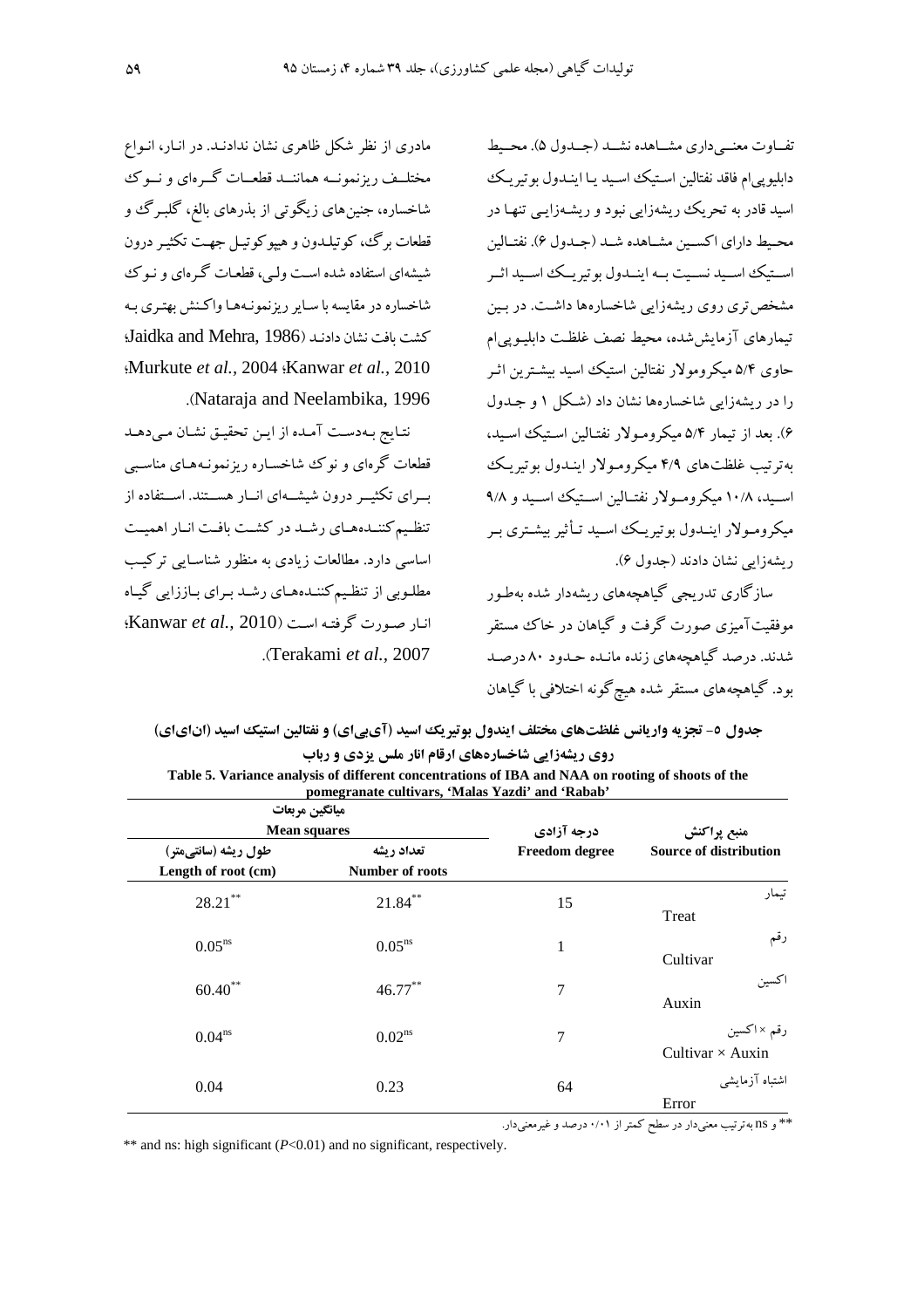تفـاوت معنـی‌داری مشـاهده نشـد (جـدول ۵). محـیط دابلیوپی‌ام فاقد نفتالین اسـتیک اسید یـا اینـدول بوتیریـک اسید قادر به تحریک ریشه‌زایی نبود و ریشـه‌زایـی تنهـا در محـیط دارای اکسـین مشـاهده شـد (جـدول ۶). نفتـالین اسـتیک اسـید نسـبت بـه اینـدول بوتیریـک اسـید اثـر مشخص‌تری روی ریشه‌زایی شاخساره‌ها داشت. در بـین تیمارهای آزمایش‌شده، محیط نصف غلظت دابلیـوپی‌ام حاوی ۵/۴ میکرومولار نفتالین استیک اسید بیشـترین اثـر را در ریشه‌زایی شاخساره‌ها نشان داد (شکل ۱ و جـدول ۶). بعد از تیمار ۵/۴ میکرومـولار نفتـالین اسـتیک اسـید، به‌ترتیب غلظت‌های ۴/۹ میکرومـولار اینـدول بوتیریـک اسـید، ۱۰/۸ میکرومـولار نفتـالین اسـتیک اسـید و ۹/۸ میکرومـولار اینـدول بوتیریـک اسـید تـأثیر بیشـتری بـر ریشه‌زایی نشان دادند (جدول ۶).

سازگاری تدریجی گیاهچه‌های ریشه‌دار شده به‌طـور موفقیت‌آمیزی صورت گرفت و گیاهان در خاک مستقر شدند. درصد گیاهچه‌های زنده مانـده حـدود ۸۰ درصـد بود. گیاهچه‌های مستقر شده هیچ‌گونه اختلافی با گیاهان مادری از نظر شکل ظاهری نشان ندادنـد. در انـار، انـواع مختلـف ریزنمونـه هماننـد قطعـات گـره‌ای و نـوک شاخساره، جنین‌های زیگوتی از بذرهای بالغ، گلبـرگ و قطعات برگ، کوتیلـدون و هیپوکوتیـل جهـت تکثیـر درون شیشه‌ای استفاده شده است ولـی، قطعـات گـره‌ای و نـوک شاخساره در مقایسه با سـایر ریزنمونـه‌هـا واکـنش بهتـری بـه کشت بافت نشان دادنـد (Jaidka and Mehra, 1986؛ Murkute *et al.*, 2004؛ Kanwar *et al.*, 2010؛ Nataraja and Neelambika, 1996).

نتـایج بـه‌دسـت آمـده از ایـن تحقیـق نشـان مـی‌دهـد قطعات گره‌ای و نوک شاخسـاره ریزنمونـه‌هـای مناسـبی بـرای تکثیـر درون شیشـه‌ای انـار هسـتند. اسـتفاده از تنظـیم‌کننـده‌هـای رشـد در کشـت بافـت انـار اهمیـت اساسی دارد. مطالعات زیادی به منظور شناسـایی ترکیـب مطلـوبی از تنظـیم‌کننـده‌هـای رشـد بـرای بـاززایی گیـاه انـار صـورت گرفتـه اسـت (Kanwar *et al.*, 2010؛ Terakami *et al.*, 2007).

**جدول ۵- تجزیه واریانس غلظت‌های مختلف ایندول بوتیریک اسید (آی‌بی‌ای) و نفتالین استیک اسید (ان‌ای‌ای) روی ریشه‌زایی شاخساره‌های ارقام انار ملس یزدی و رباب**

**Table 5. Variance analysis of different concentrations of IBA and NAA on rooting of shoots of the pomegranate cultivars, 'Malas Yazdi' and 'Rabab'**

| منبع پراکنش<br>Source of distribution | درجه آزادی<br>Freedom degree | میانگین مربعات Mean squares<br>تعداد ریشه<br>Number of roots | <br>طول ریشه (سانتی‌متر)<br>Length of root (cm) |
|---|---|---|---|
| تیمار<br>Treat | 15 | 21.84** | 28.21** |
| رقم<br>Cultivar | 1 | 0.05ns | 0.05ns |
| اکسین<br>Auxin | 7 | 46.77** | 60.40** |
| رقم × اکسین<br>Cultivar × Auxin | 7 | 0.02ns | 0.04ns |
| اشتباه آزمایشی<br>Error | 64 | 0.23 | 0.04 |

** و ns به‌ترتیب معنی‌دار در سطح کمتر از ۰/۰۱ درصد و غیرمعنی‌دار.

** and ns: high significant ($P$<0.01) and no significant, respectively.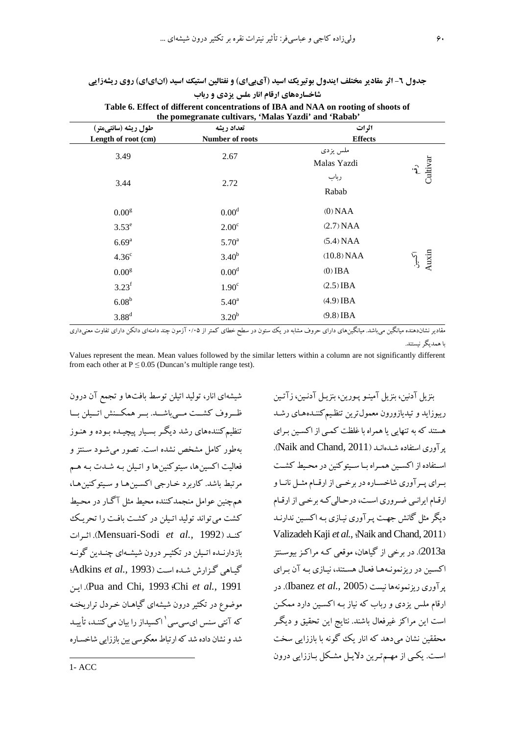**جدول ۶- اثر مقادیر مختلف ایندول بوتیریک اسید (آی‌بی‌ای) و نفتالین استیک اسید (ان‌ای‌ای) روی ریشه‌زایی شاخساره‌های ارقام انار ملس یزدی و رباب**

**Table 6. Effect of different concentrations of IBA and NAA on rooting of shoots of the pomegranate cultivars, 'Malas Yazdi' and 'Rabab'**

| اثرات Effects | | تعداد ریشه Number of roots | طول ریشه (سانتی‌متر) Length of root (cm) |
|---|---|---|---|
| رقم Cultivar | ملس یزدی Malas Yazdi | 2.67 | 3.49 |
| | رباب Rabab | 2.72 | 3.44 |
| اکسین Auxin | (0) NAA | $0.00^{d}$ | $0.00^{g}$ |
| | (2.7) NAA | $2.00^{c}$ | $3.53^{e}$ |
| | (5.4) NAA | $5.70^{a}$ | $6.69^{a}$ |
| | (10.8) NAA | $3.40^{b}$ | $4.36^{c}$ |
| | (0) IBA | $0.00^{d}$ | $0.00^{g}$ |
| | (2.5) IBA | $1.90^{c}$ | $3.23^{f}$ |
| | (4.9) IBA | $5.40^{a}$ | $6.08^{b}$ |
| | (9.8) IBA | $3.20^{b}$ | $3.88^{d}$ |

مقادیر نشان‌دهنده میانگین می‌باشد. میانگین‌های دارای حروف مشابه در یک ستون در سطح خطای کمتر از ۰/۰۵ آزمون چند دامنه‌ای دانکن دارای تفاوت معنی‌داری با همدیگر نیستند.

Values represent the mean. Mean values followed by the similar letters within a column are not significantly different from each other at $P \leq 0.05$ (Duncan's multiple range test).

بنزیل آدنین، بنزیل آمینو پورین، بنزیل آدنین، زآتین ریبوزاید و تیدیازورون معمول‌ترین تنظیم‌کننده‌های رشد هستند که به تنهایی یا همراه با غلظت کمی از اکسین برای پرآوری استفاده شده‌اند (Naik and Chand, 2011). استفاده از اکسین همراه با سیتوکنین در محیط کشت برای پرآوری شاخساره در برخی از ارقام مثل نانا و ارقام ایرانی ضروری است، درحالی‌که برخی از ارقام دیگر مثل گانش جهت پرآوری نیازی به اکسین ندارند (Valizadeh Kaji *et al.*, 2013a; Naik and Chand, 2011). در برخی از گیاهان، موقعی که مراکز بیوسنتز اکسین در ریزنمونه‌ها فعال هستند، نیازی به آن برای پرآوری ریزنمونه‌ها نیست (Ibanez *et al.*, 2005). در ارقام ملس یزدی و رباب که نیاز به اکسین دارد ممکن است این مراکز غیرفعال باشند. نتایج این تحقیق و دیگر محققین نشان می‌دهد که انار یک گونه با باززایی سخت است. یکی از مهم‌ترین دلایل مشکل باززایی درون شیشه‌ای انار، تولید اتیلن توسط بافت‌ها و تجمع آن درون ظروف کشت می‌باشد. برهمکنش اتیلن با تنظیم‌کننده‌های رشد دیگر بسیار پیچیده بوده و هنوز به‌طور کامل مشخص نشده است. تصور می‌شود سنتز و فعالیت اکسین‌ها، سیتوکنین‌ها و اتیلن به شدت به هم مرتبط باشد. کاربرد خارجی اکسین‌ها و سیتوکنین‌ها، هم‌چنین عوامل منجمدکننده محیط مثل آگار در محیط کشت می‌تواند تولید اتیلن در کشت بافت را تحریک کند (Mensuari-Sodi *et al.*, 1992). اثرات بازدارنده اتیلن در تکثیر درون شیشه‌ای چندین گونه گیاهی گزارش شده است (Adkins *et al.*, 1993; Chi *et al.*, 1991; Pua and Chi, 1993). این موضوع در تکثیر درون شیشه‌ای گیاهان خردل تراریخته که آنتی سنس ای‌سی‌سی[1] اکسیداز را بیان می‌کنند، تأیید شد و نشان داده شد که ارتباط معکوسی بین باززایی شاخساره

---

1- ACC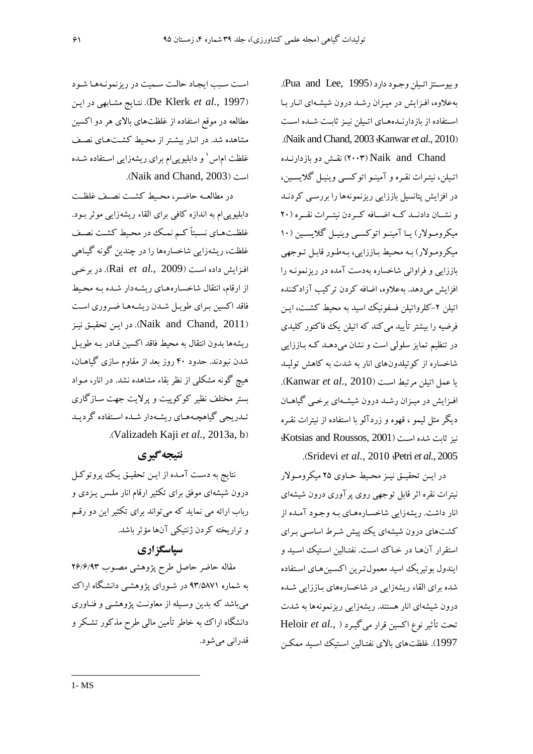و بیوسنتز اتیلن وجود دارد (Pua and Lee, 1995). به‌علاوه، افزایش در میزان رشد درون شیشه‌ای انار با استفاده از بازدارنده‌های اتیلن نیز ثابت شده است (Naik and Chand, 2003؛ Kanwar *et al*., 2010).

Naik and Chand (۲۰۰۳) نقش دو بازدارنده اتیلن، نیترات نقره و آمینو اتوکسی وینیل گلایسین، در افزایش پتانسیل باززایی ریزنمونه‌ها را بررسی کردند و نشان دادند که اضافه کردن نیترات نقره (۲۰ میکرومولار) یا آمینو اتوکسی وینیل گلایسین (۱۰ میکرومولار) به محیط باززایی، به‌طور قابل توجهی باززایی و فراوانی شاخساره به‌دست آمده در ریزنمونه را افزایش می‌دهد. به‌علاوه، اضافه کردن ترکیب آزادکننده اتیلن ۲-کلرواتیلن فسفونیک اسید به محیط کشت، این فرضیه را بیشتر تأیید می‌کند که اتیلن یک فاکتور کلیدی در تنظیم تمایز سلولی است و نشان می‌دهد که باززایی شاخساره از کوتیلدون‌های انار به شدت به کاهش تولید یا عمل اتیلن مرتبط است (Kanwar *et al*., 2010). افزایش در میزان رشد درون شیشه‌ای برخی گیاهان دیگر مثل لیمو ، قهوه و زردآلو با استفاده از نیترات نقره نیز ثابت شده است (Kotsias and Roussos, 2001؛ Sridevi *et al*., 2010 ؛Petri *et al*., 2005).

در این تحقیق نیز محیط حاوی ۲۵ میکرومولار نیترات نقره اثر قابل توجهی روی پرآوری درون شیشه‌ای انار داشت. ریشه‌زایی شاخساره‌های به وجود آمده از کشت‌های درون شیشه‌ای یک پیش شرط اساسی برای استقرار آن‌ها در خاک است. نفتالین استیک اسید و ایندول بوتیریک اسید معمول‌ترین اکسین‌های استفاده شده برای القاء ریشه‌زایی در شاخساره‌های باززایی شده درون شیشه‌ای انار هستند. ریشه‌زایی ریزنمونه‌ها به شدت تحت تأثیر نوع اکسین قرار می‌گیرد (Heloir *et al*., 1997). غلظت‌های بالای نفتالین استیک اسید ممکن است سبب ایجاد حالت سمیت در ریزنمونه‌ها شود (De Klerk *et al*., 1997). نتایج مشابهی در این مطالعه در موقع استفاده از غلظت‌های بالای هر دو اکسین مشاهده شد. در انار بیشتر از محیط کشت‌های نصف غلظت ام‌اس[1] و دابلیوپی‌ام برای ریشه‌زایی استفاده شده است (Naik and Chand, 2003).

در مطالعه حاضر، محیط کشت نصف غلظت دابلیوپی‌ام به اندازه کافی برای القاء ریشه‌زایی موثر بود. غلظت‌های نسبتاً کم نمک در محیط کشت نصف غلظت، ریشه‌زایی شاخساره‌ها را در چندین گونه گیاهی افزایش داده است (Rai *et al*., 2009). در برخی از ارقام، انتقال شاخساره‌های ریشه‌دار شده به محیط فاقد اکسین برای طویل شدن ریشه‌ها ضروری است (Naik and Chand, 2011). در این تحقیق نیز ریشه‌ها بدون انتقال به محیط فاقد اکسین قادر به طویل شدن نبودند. حدود ۴۰ روز بعد از مقاوم سازی گیاهان، هیچ گونه مشکلی از نظر بقاء مشاهده نشد. در انار، مواد بستر مختلف نظیر کوکوپیت و پرلایت جهت سازگاری تدریجی گیاهچه‌های ریشه‌دار شده استفاده گردید (Valizadeh Kaji *et al*., 2013a, b).

## نتیجه‌گیری

نتایج به دست آمده از این تحقیق یک پروتوکل درون شیشه‌ای موفق برای تکثیر ارقام انار ملس یزدی و رباب ارائه می نماید که می‌تواند برای تکثیر این دو رقم و تراریخته کردن ژنتیکی آن‌ها مؤثر باشد.

## سپاسگزاری

مقاله حاضر حاصل طرح پژوهشی مصوب ۲۶/۶/۹۳ به شماره ۹۳/۵۸۷۱ در شورای پژوهشی دانشگاه اراک می‌باشد که بدین وسیله از معاونت پژوهشی و فناوری دانشگاه اراک به خاطر تأمین مالی طرح مذکور تشکر و قدردانی می‌شود.

---

1- MS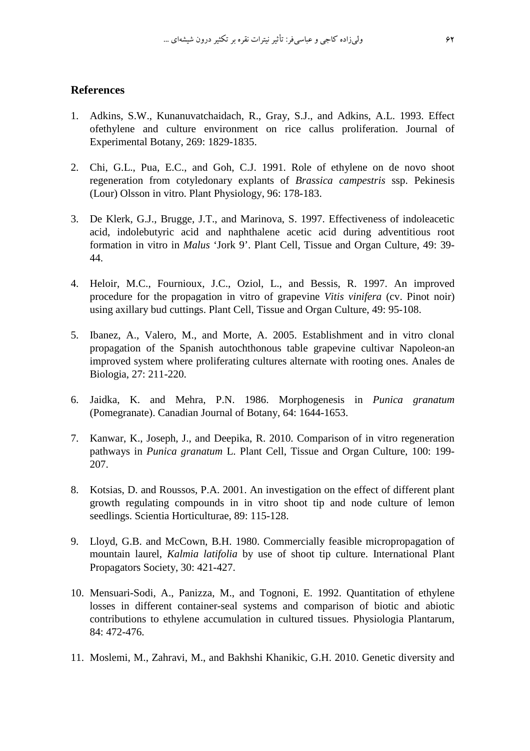## References

1. Adkins, S.W., Kunanuvatchaidach, R., Gray, S.J., and Adkins, A.L. 1993. Effect ofethylene and culture environment on rice callus proliferation. Journal of Experimental Botany, 269: 1829-1835.

2. Chi, G.L., Pua, E.C., and Goh, C.J. 1991. Role of ethylene on de novo shoot regeneration from cotyledonary explants of *Brassica campestris* ssp. Pekinesis (Lour) Olsson in vitro. Plant Physiology, 96: 178-183.

3. De Klerk, G.J., Brugge, J.T., and Marinova, S. 1997. Effectiveness of indoleacetic acid, indolebutyric acid and naphthalene acetic acid during adventitious root formation in vitro in *Malus* 'Jork 9'. Plant Cell, Tissue and Organ Culture, 49: 39-44.

4. Heloir, M.C., Fournioux, J.C., Oziol, L., and Bessis, R. 1997. An improved procedure for the propagation in vitro of grapevine *Vitis vinifera* (cv. Pinot noir) using axillary bud cuttings. Plant Cell, Tissue and Organ Culture, 49: 95-108.

5. Ibanez, A., Valero, M., and Morte, A. 2005. Establishment and in vitro clonal propagation of the Spanish autochthonous table grapevine cultivar Napoleon-an improved system where proliferating cultures alternate with rooting ones. Anales de Biologia, 27: 211-220.

6. Jaidka, K. and Mehra, P.N. 1986. Morphogenesis in *Punica granatum* (Pomegranate). Canadian Journal of Botany, 64: 1644-1653.

7. Kanwar, K., Joseph, J., and Deepika, R. 2010. Comparison of in vitro regeneration pathways in *Punica granatum* L. Plant Cell, Tissue and Organ Culture, 100: 199-207.

8. Kotsias, D. and Roussos, P.A. 2001. An investigation on the effect of different plant growth regulating compounds in in vitro shoot tip and node culture of lemon seedlings. Scientia Horticulturae, 89: 115-128.

9. Lloyd, G.B. and McCown, B.H. 1980. Commercially feasible micropropagation of mountain laurel, *Kalmia latifolia* by use of shoot tip culture. International Plant Propagators Society, 30: 421-427.

10. Mensuari-Sodi, A., Panizza, M., and Tognoni, E. 1992. Quantitation of ethylene losses in different container-seal systems and comparison of biotic and abiotic contributions to ethylene accumulation in cultured tissues. Physiologia Plantarum, 84: 472-476.

11. Moslemi, M., Zahravi, M., and Bakhshi Khanikic, G.H. 2010. Genetic diversity and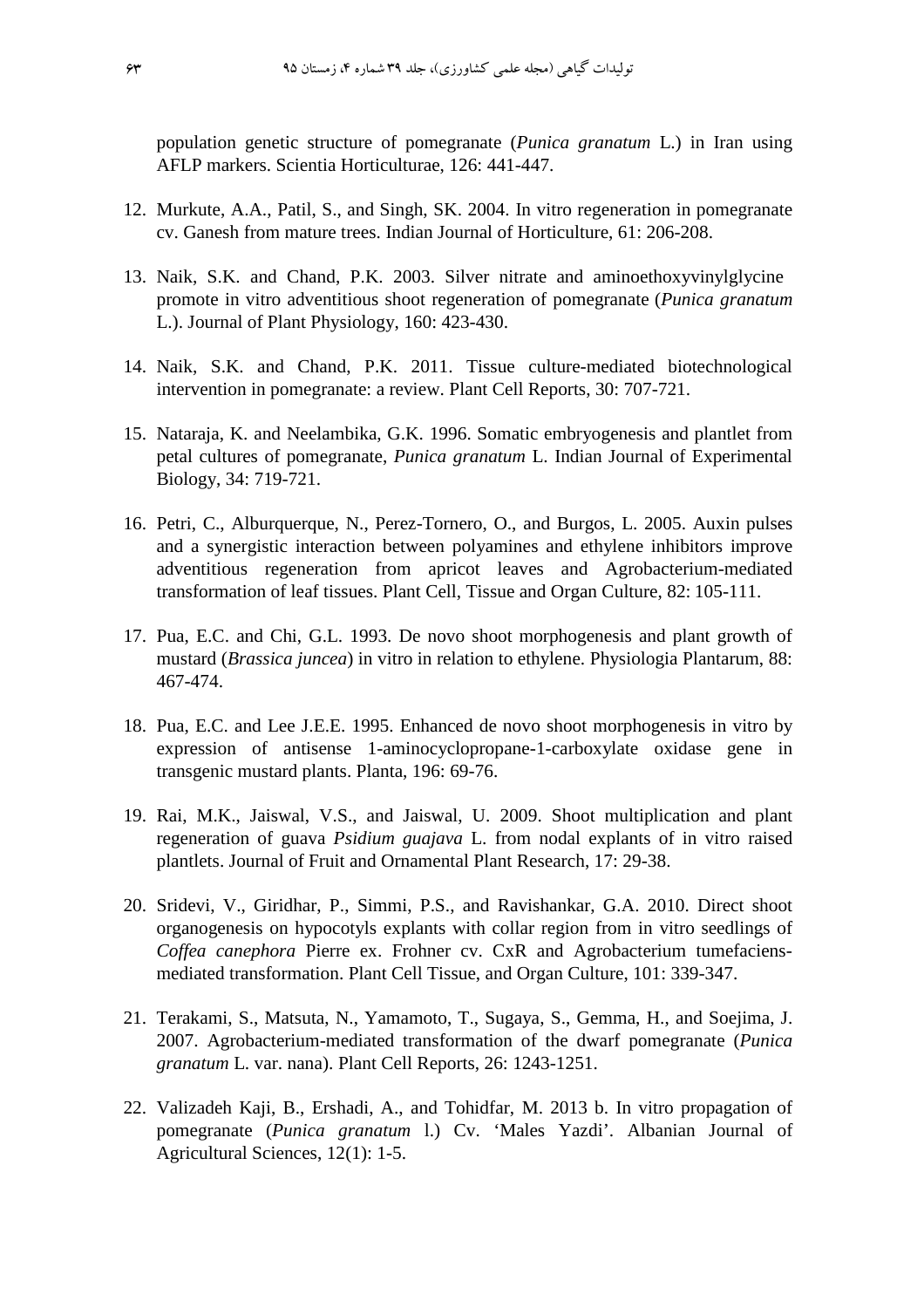population genetic structure of pomegranate (*Punica granatum* L.) in Iran using AFLP markers. Scientia Horticulturae, 126: 441-447.

12. Murkute, A.A., Patil, S., and Singh, SK. 2004. In vitro regeneration in pomegranate cv. Ganesh from mature trees. Indian Journal of Horticulture, 61: 206-208.

13. Naik, S.K. and Chand, P.K. 2003. Silver nitrate and aminoethoxyvinylglycine promote in vitro adventitious shoot regeneration of pomegranate (*Punica granatum* L.). Journal of Plant Physiology, 160: 423-430.

14. Naik, S.K. and Chand, P.K. 2011. Tissue culture-mediated biotechnological intervention in pomegranate: a review. Plant Cell Reports, 30: 707-721.

15. Nataraja, K. and Neelambika, G.K. 1996. Somatic embryogenesis and plantlet from petal cultures of pomegranate, *Punica granatum* L. Indian Journal of Experimental Biology, 34: 719-721.

16. Petri, C., Alburquerque, N., Perez-Tornero, O., and Burgos, L. 2005. Auxin pulses and a synergistic interaction between polyamines and ethylene inhibitors improve adventitious regeneration from apricot leaves and Agrobacterium-mediated transformation of leaf tissues. Plant Cell, Tissue and Organ Culture, 82: 105-111.

17. Pua, E.C. and Chi, G.L. 1993. De novo shoot morphogenesis and plant growth of mustard (*Brassica juncea*) in vitro in relation to ethylene. Physiologia Plantarum, 88: 467-474.

18. Pua, E.C. and Lee J.E.E. 1995. Enhanced de novo shoot morphogenesis in vitro by expression of antisense 1-aminocyclopropane-1-carboxylate oxidase gene in transgenic mustard plants. Planta, 196: 69-76.

19. Rai, M.K., Jaiswal, V.S., and Jaiswal, U. 2009. Shoot multiplication and plant regeneration of guava *Psidium guajava* L. from nodal explants of in vitro raised plantlets. Journal of Fruit and Ornamental Plant Research, 17: 29-38.

20. Sridevi, V., Giridhar, P., Simmi, P.S., and Ravishankar, G.A. 2010. Direct shoot organogenesis on hypocotyls explants with collar region from in vitro seedlings of *Coffea canephora* Pierre ex. Frohner cv. CxR and Agrobacterium tumefaciens-mediated transformation. Plant Cell Tissue, and Organ Culture, 101: 339-347.

21. Terakami, S., Matsuta, N., Yamamoto, T., Sugaya, S., Gemma, H., and Soejima, J. 2007. Agrobacterium-mediated transformation of the dwarf pomegranate (*Punica granatum* L. var. nana). Plant Cell Reports, 26: 1243-1251.

22. Valizadeh Kaji, B., Ershadi, A., and Tohidfar, M. 2013 b. In vitro propagation of pomegranate (*Punica granatum* l.) Cv. 'Males Yazdi'. Albanian Journal of Agricultural Sciences, 12(1): 1-5.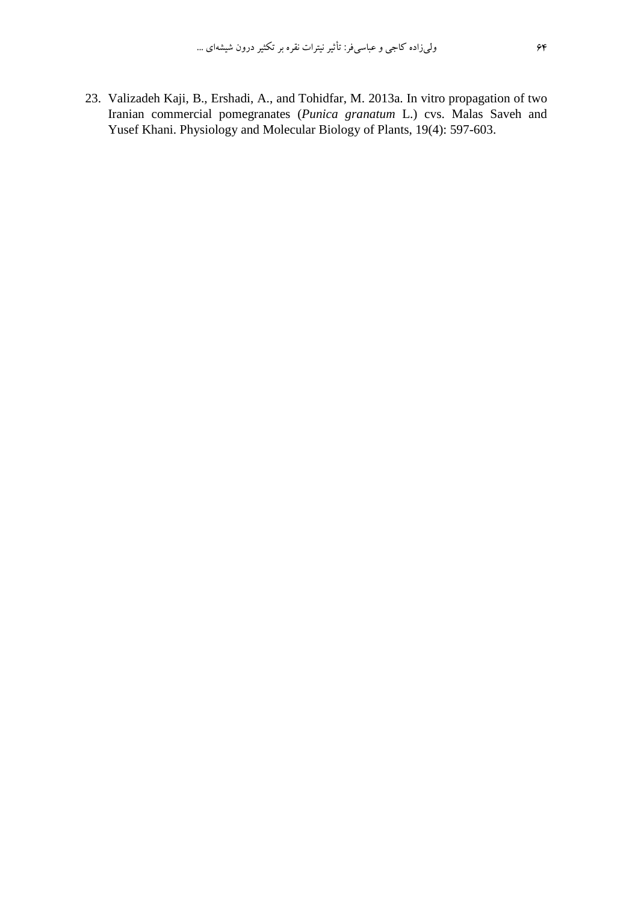23. Valizadeh Kaji, B., Ershadi, A., and Tohidfar, M. 2013a. In vitro propagation of two Iranian commercial pomegranates (*Punica granatum* L.) cvs. Malas Saveh and Yusef Khani. Physiology and Molecular Biology of Plants, 19(4): 597-603.